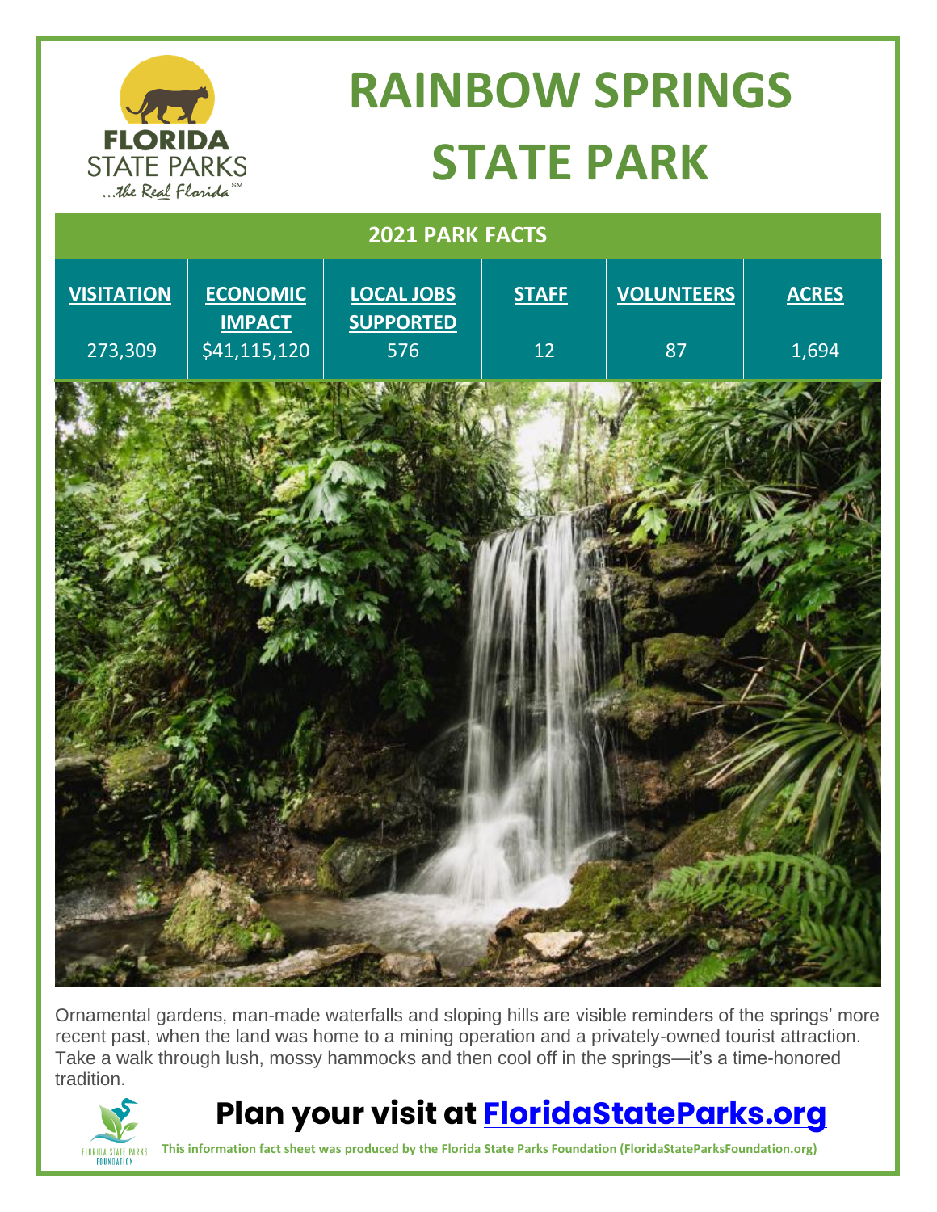# RAINBOW SPRINGS STATE PARK

## 2021 PARK FACTS

| VISITATION | ECONOMIC IMPACT | LOCAL JOBS SUPPORTED | STAFF | VOLUNTEERS | ACRES |
|---|---|---|---|---|---|
| 273,309 | $41,115,120 | 576 | 12 | 87 | 1,694 |

Ornamental gardens, man-made waterfalls and sloping hills are visible reminders of the springs' more recent past, when the land was home to a mining operation and a privately-owned tourist attraction. Take a walk through lush, mossy hammocks and then cool off in the springs—it's a time-honored tradition.

## Plan your visit at FloridaStateParks.org

**This information fact sheet was produced by the Florida State Parks Foundation (FloridaStateParksFoundation.org)**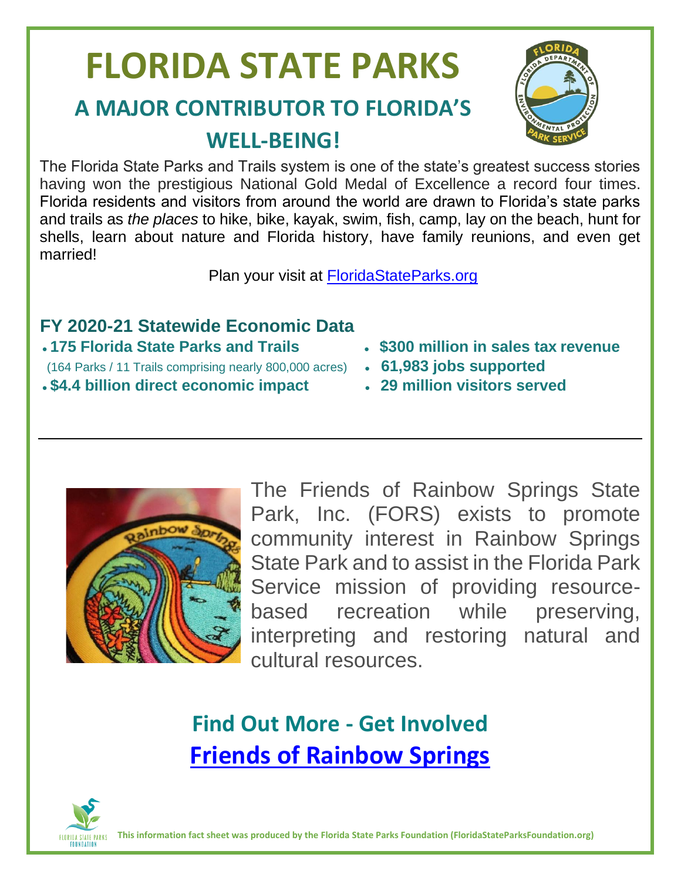# FLORIDA STATE PARKS

## A MAJOR CONTRIBUTOR TO FLORIDA'S WELL-BEING!

The Florida State Parks and Trails system is one of the state's greatest success stories having won the prestigious National Gold Medal of Excellence a record four times. Florida residents and visitors from around the world are drawn to Florida's state parks and trails as *the places* to hike, bike, kayak, swim, fish, camp, lay on the beach, hunt for shells, learn about nature and Florida history, have family reunions, and even get married!

Plan your visit at [FloridaStateParks.org](FloridaStateParks.org)

### FY 2020-21 Statewide Economic Data

- **175 Florida State Parks and Trails**
  (164 Parks / 11 Trails comprising nearly 800,000 acres)
- **$4.4 billion direct economic impact**
- **$300 million in sales tax revenue**
- **61,983 jobs supported**
- **29 million visitors served**

---

The Friends of Rainbow Springs State Park, Inc. (FORS) exists to promote community interest in Rainbow Springs State Park and to assist in the Florida Park Service mission of providing resource-based recreation while preserving, interpreting and restoring natural and cultural resources.

## Find Out More - Get Involved

## [Friends of Rainbow Springs]

**This information fact sheet was produced by the Florida State Parks Foundation (FloridaStateParksFoundation.org)**